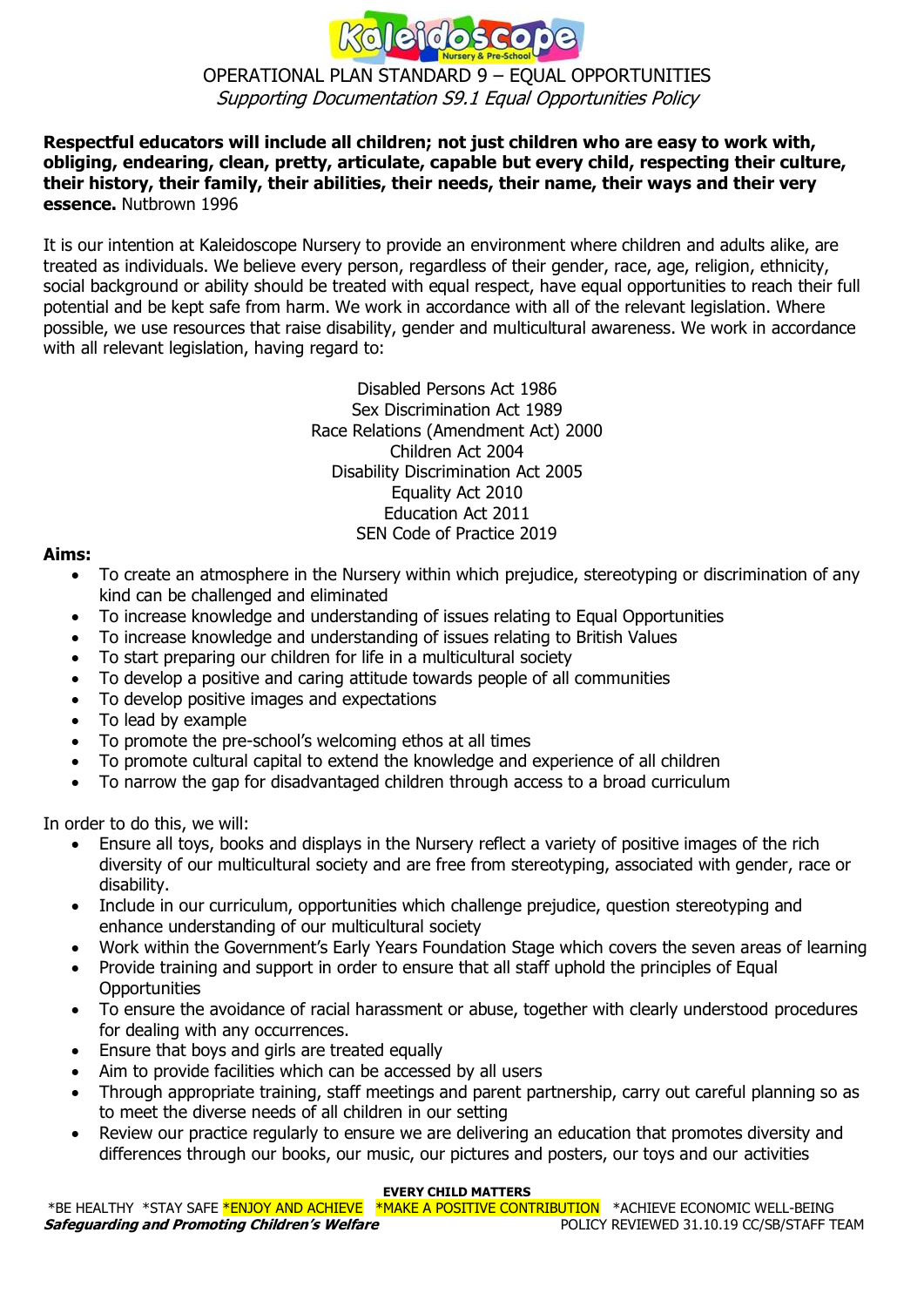# OPERATIONAL PLAN STANDARD 9 – EQUAL OPPORTUNITIES

*Supporting Documentation S9.1 Equal Opportunities Policy*

**Respectful educators will include all children; not just children who are easy to work with, obliging, endearing, clean, pretty, articulate, capable but every child, respecting their culture, their history, their family, their abilities, their needs, their name, their ways and their very essence.** Nutbrown 1996

It is our intention at Kaleidoscope Nursery to provide an environment where children and adults alike, are treated as individuals. We believe every person, regardless of their gender, race, age, religion, ethnicity, social background or ability should be treated with equal respect, have equal opportunities to reach their full potential and be kept safe from harm. We work in accordance with all of the relevant legislation. Where possible, we use resources that raise disability, gender and multicultural awareness. We work in accordance with all relevant legislation, having regard to:

Disabled Persons Act 1986
Sex Discrimination Act 1989
Race Relations (Amendment Act) 2000
Children Act 2004
Disability Discrimination Act 2005
Equality Act 2010
Education Act 2011
SEN Code of Practice 2019

**Aims:**

- To create an atmosphere in the Nursery within which prejudice, stereotyping or discrimination of any kind can be challenged and eliminated
- To increase knowledge and understanding of issues relating to Equal Opportunities
- To increase knowledge and understanding of issues relating to British Values
- To start preparing our children for life in a multicultural society
- To develop a positive and caring attitude towards people of all communities
- To develop positive images and expectations
- To lead by example
- To promote the pre-school's welcoming ethos at all times
- To promote cultural capital to extend the knowledge and experience of all children
- To narrow the gap for disadvantaged children through access to a broad curriculum

In order to do this, we will:

- Ensure all toys, books and displays in the Nursery reflect a variety of positive images of the rich diversity of our multicultural society and are free from stereotyping, associated with gender, race or disability.
- Include in our curriculum, opportunities which challenge prejudice, question stereotyping and enhance understanding of our multicultural society
- Work within the Government's Early Years Foundation Stage which covers the seven areas of learning
- Provide training and support in order to ensure that all staff uphold the principles of Equal Opportunities
- To ensure the avoidance of racial harassment or abuse, together with clearly understood procedures for dealing with any occurrences.
- Ensure that boys and girls are treated equally
- Aim to provide facilities which can be accessed by all users
- Through appropriate training, staff meetings and parent partnership, carry out careful planning so as to meet the diverse needs of all children in our setting
- Review our practice regularly to ensure we are delivering an education that promotes diversity and differences through our books, our music, our pictures and posters, our toys and our activities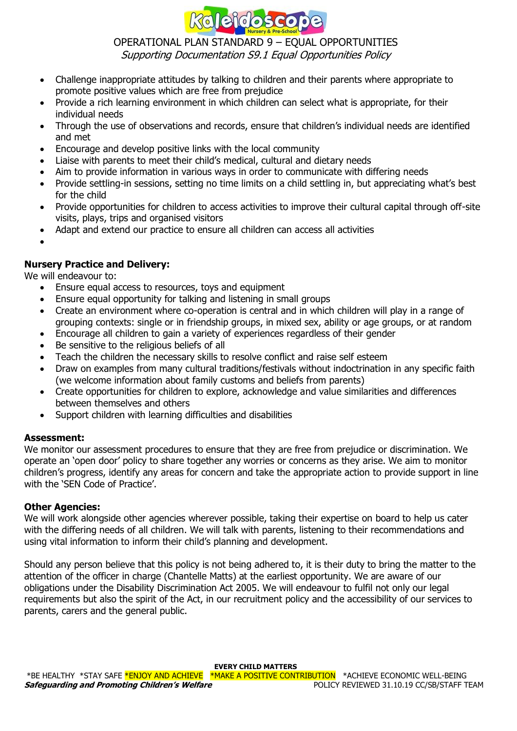- Challenge inappropriate attitudes by talking to children and their parents where appropriate to promote positive values which are free from prejudice
- Provide a rich learning environment in which children can select what is appropriate, for their individual needs
- Through the use of observations and records, ensure that children's individual needs are identified and met
- Encourage and develop positive links with the local community
- Liaise with parents to meet their child's medical, cultural and dietary needs
- Aim to provide information in various ways in order to communicate with differing needs
- Provide settling-in sessions, setting no time limits on a child settling in, but appreciating what's best for the child
- Provide opportunities for children to access activities to improve their cultural capital through off-site visits, plays, trips and organised visitors
- Adapt and extend our practice to ensure all children can access all activities

**Nursery Practice and Delivery:**

We will endeavour to:

- Ensure equal access to resources, toys and equipment
- Ensure equal opportunity for talking and listening in small groups
- Create an environment where co-operation is central and in which children will play in a range of grouping contexts: single or in friendship groups, in mixed sex, ability or age groups, or at random
- Encourage all children to gain a variety of experiences regardless of their gender
- Be sensitive to the religious beliefs of all
- Teach the children the necessary skills to resolve conflict and raise self esteem
- Draw on examples from many cultural traditions/festivals without indoctrination in any specific faith (we welcome information about family customs and beliefs from parents)
- Create opportunities for children to explore, acknowledge and value similarities and differences between themselves and others
- Support children with learning difficulties and disabilities

**Assessment:**

We monitor our assessment procedures to ensure that they are free from prejudice or discrimination. We operate an 'open door' policy to share together any worries or concerns as they arise. We aim to monitor children's progress, identify any areas for concern and take the appropriate action to provide support in line with the 'SEN Code of Practice'.

**Other Agencies:**

We will work alongside other agencies wherever possible, taking their expertise on board to help us cater with the differing needs of all children. We will talk with parents, listening to their recommendations and using vital information to inform their child's planning and development.

Should any person believe that this policy is not being adhered to, it is their duty to bring the matter to the attention of the officer in charge (Chantelle Matts) at the earliest opportunity. We are aware of our obligations under the Disability Discrimination Act 2005. We will endeavour to fulfil not only our legal requirements but also the spirit of the Act, in our recruitment policy and the accessibility of our services to parents, carers and the general public.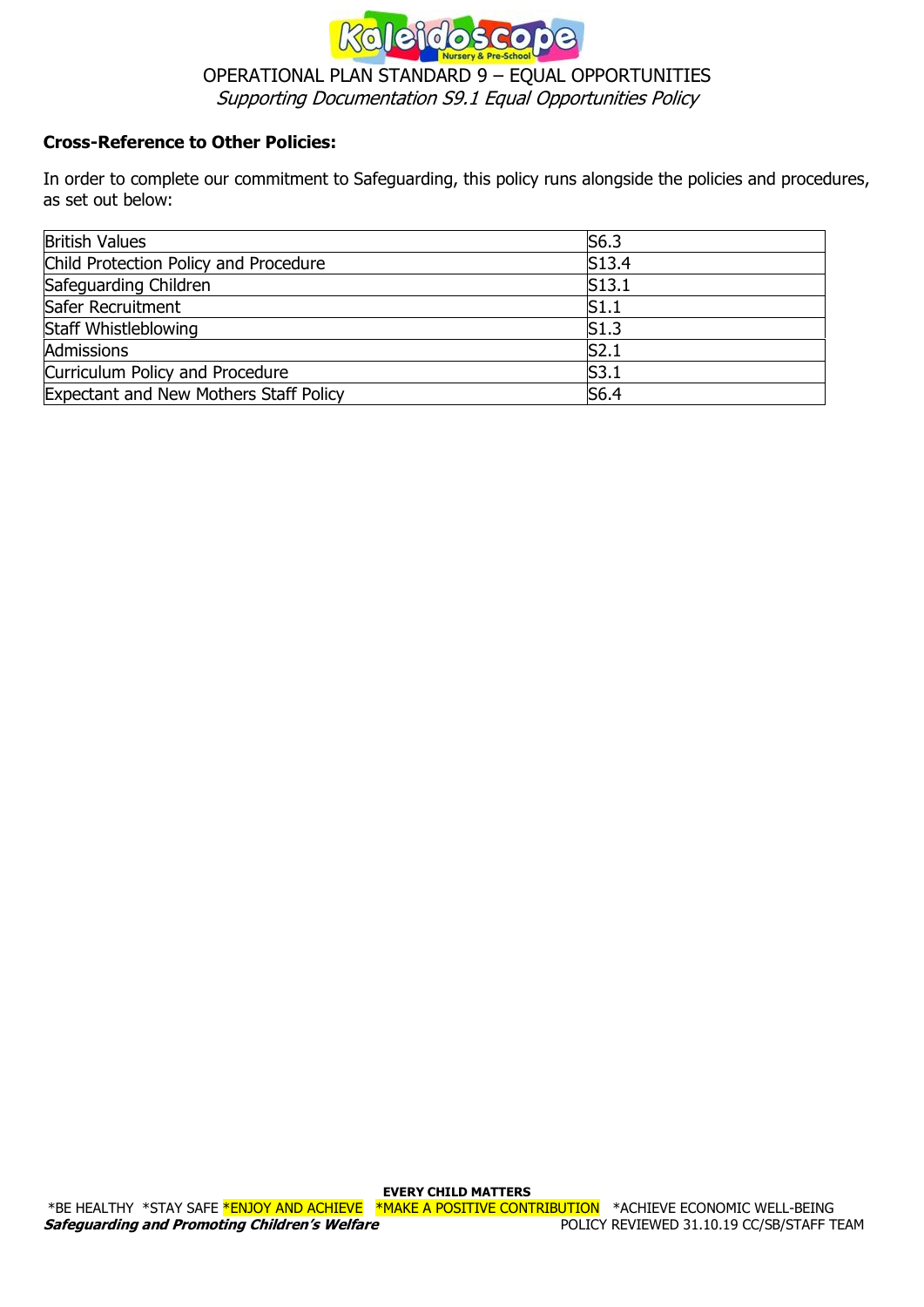**Cross-Reference to Other Policies:**

In order to complete our commitment to Safeguarding, this policy runs alongside the policies and procedures, as set out below:

| | |
|---|---|
| British Values | S6.3 |
| Child Protection Policy and Procedure | S13.4 |
| Safeguarding Children | S13.1 |
| Safer Recruitment | S1.1 |
| Staff Whistleblowing | S1.3 |
| Admissions | S2.1 |
| Curriculum Policy and Procedure | S3.1 |
| Expectant and New Mothers Staff Policy | S6.4 |